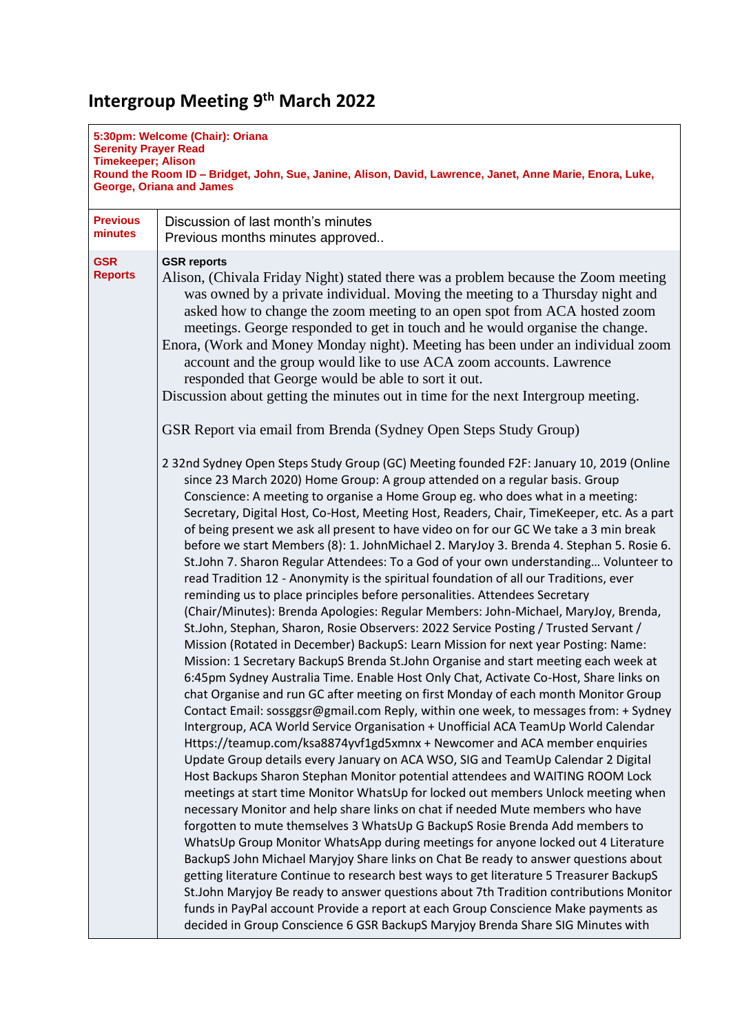# Intergroup Meeting 9th March 2022

| **5:30pm: Welcome (Chair): Oriana**<br>**Serenity Prayer Read**<br>**Timekeeper; Alison**<br>**Round the Room ID – Bridget, John, Sue, Janine, Alison, David, Lawrence, Janet, Anne Marie, Enora, Luke, George, Oriana and James** | |
|---|---|
| **Previous minutes** | Discussion of last month's minutes<br>Previous months minutes approved.. |
| **GSR Reports** | **GSR reports**<br>Alison, (Chivala Friday Night) stated there was a problem because the Zoom meeting was owned by a private individual. Moving the meeting to a Thursday night and asked how to change the zoom meeting to an open spot from ACA hosted zoom meetings. George responded to get in touch and he would organise the change.<br>Enora, (Work and Money Monday night). Meeting has been under an individual zoom account and the group would like to use ACA zoom accounts. Lawrence responded that George would be able to sort it out.<br>Discussion about getting the minutes out in time for the next Intergroup meeting.<br><br>GSR Report via email from Brenda (Sydney Open Steps Study Group)<br><br>2 32nd Sydney Open Steps Study Group (GC) Meeting founded F2F: January 10, 2019 (Online since 23 March 2020) Home Group: A group attended on a regular basis. Group Conscience: A meeting to organise a Home Group eg. who does what in a meeting: Secretary, Digital Host, Co-Host, Meeting Host, Readers, Chair, TimeKeeper, etc. As a part of being present we ask all present to have video on for our GC We take a 3 min break before we start Members (8): 1. JohnMichael 2. MaryJoy 3. Brenda 4. Stephan 5. Rosie 6. St.John 7. Sharon Regular Attendees: To a God of your own understanding… Volunteer to read Tradition 12 - Anonymity is the spiritual foundation of all our Traditions, ever reminding us to place principles before personalities. Attendees Secretary (Chair/Minutes): Brenda Apologies: Regular Members: John-Michael, MaryJoy, Brenda, St.John, Stephan, Sharon, Rosie Observers: 2022 Service Posting / Trusted Servant / Mission (Rotated in December) BackupS: Learn Mission for next year Posting: Name: Mission: 1 Secretary BackupS Brenda St.John Organise and start meeting each week at 6:45pm Sydney Australia Time. Enable Host Only Chat, Activate Co-Host, Share links on chat Organise and run GC after meeting on first Monday of each month Monitor Group Contact Email: sossggsr@gmail.com Reply, within one week, to messages from: + Sydney Intergroup, ACA World Service Organisation + Unofficial ACA TeamUp World Calendar Https://teamup.com/ksa8874yvf1gd5xmnx + Newcomer and ACA member enquiries Update Group details every January on ACA WSO, SIG and TeamUp Calendar 2 Digital Host Backups Sharon Stephan Monitor potential attendees and WAITING ROOM Lock meetings at start time Monitor WhatsUp for locked out members Unlock meeting when necessary Monitor and help share links on chat if needed Mute members who have forgotten to mute themselves 3 WhatsUp G BackupS Rosie Brenda Add members to WhatsUp Group Monitor WhatsApp during meetings for anyone locked out 4 Literature BackupS John Michael Maryjoy Share links on Chat Be ready to answer questions about getting literature Continue to research best ways to get literature 5 Treasurer BackupS St.John Maryjoy Be ready to answer questions about 7th Tradition contributions Monitor funds in PayPal account Provide a report at each Group Conscience Make payments as decided in Group Conscience 6 GSR BackupS Maryjoy Brenda Share SIG Minutes with |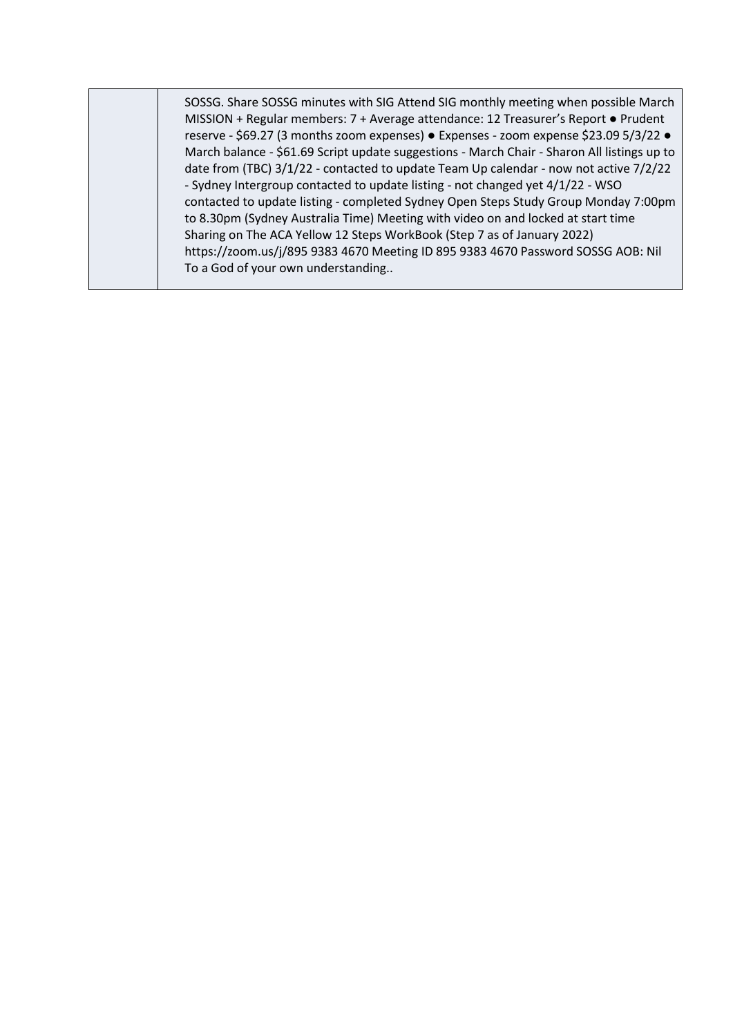| | |
|---|---|
| | SOSSG. Share SOSSG minutes with SIG Attend SIG monthly meeting when possible March MISSION + Regular members: 7 + Average attendance: 12 Treasurer's Report ● Prudent reserve - $69.27 (3 months zoom expenses) ● Expenses - zoom expense $23.09 5/3/22 ● March balance - $61.69 Script update suggestions - March Chair - Sharon All listings up to date from (TBC) 3/1/22 - contacted to update Team Up calendar - now not active 7/2/22 - Sydney Intergroup contacted to update listing - not changed yet 4/1/22 - WSO contacted to update listing - completed Sydney Open Steps Study Group Monday 7:00pm to 8.30pm (Sydney Australia Time) Meeting with video on and locked at start time Sharing on The ACA Yellow 12 Steps WorkBook (Step 7 as of January 2022) https://zoom.us/j/895 9383 4670 Meeting ID 895 9383 4670 Password SOSSG AOB: Nil To a God of your own understanding.. |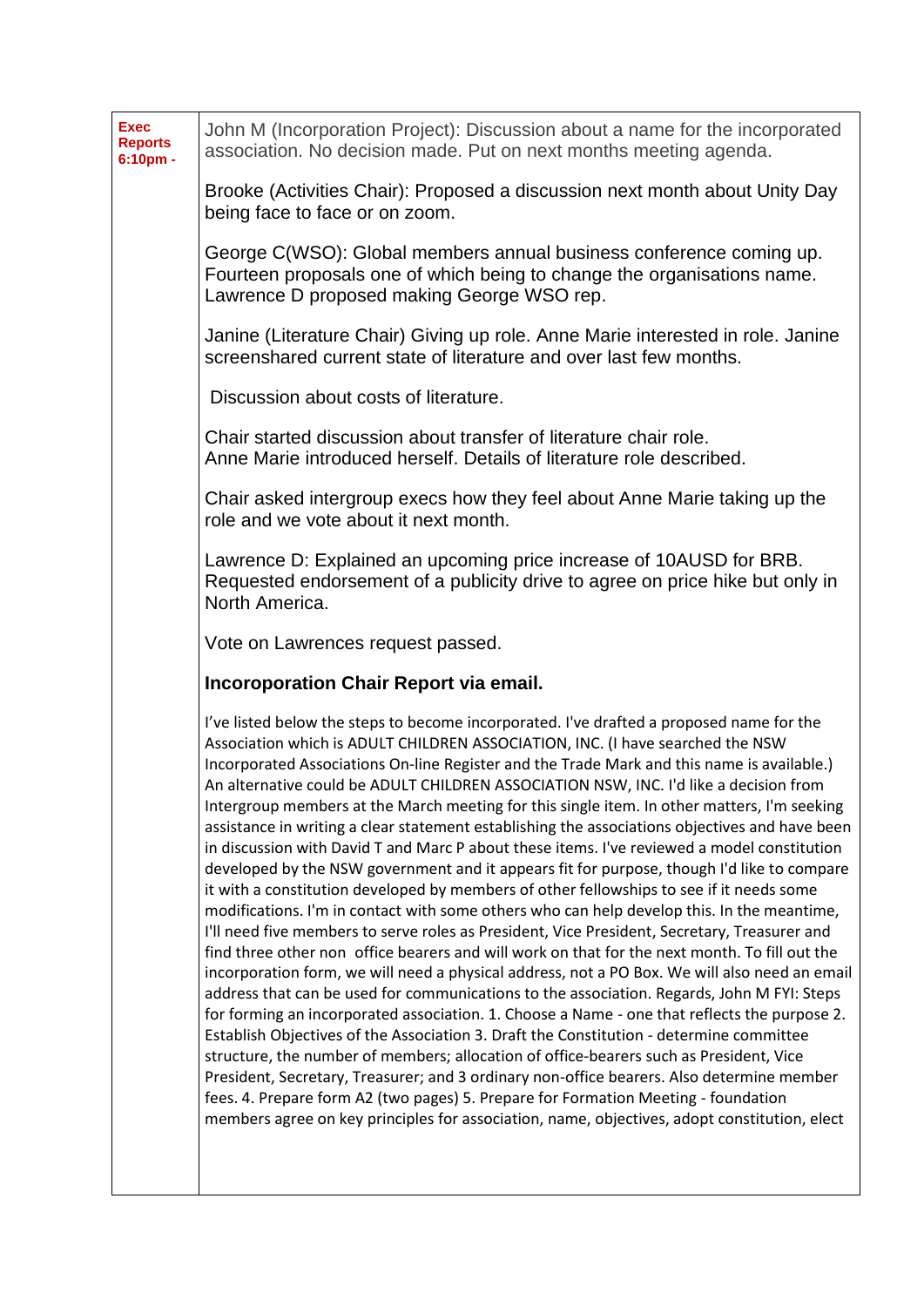| **Exec Reports 6:10pm -** | John M (Incorporation Project): Discussion about a name for the incorporated association. No decision made. Put on next months meeting agenda.<br><br>Brooke (Activities Chair): Proposed a discussion next month about Unity Day being face to face or on zoom.<br><br>George C(WSO): Global members annual business conference coming up. Fourteen proposals one of which being to change the organisations name. Lawrence D proposed making George WSO rep.<br><br>Janine (Literature Chair) Giving up role. Anne Marie interested in role. Janine screenshared current state of literature and over last few months.<br><br>Discussion about costs of literature.<br><br>Chair started discussion about transfer of literature chair role.<br>Anne Marie introduced herself. Details of literature role described.<br><br>Chair asked intergroup execs how they feel about Anne Marie taking up the role and we vote about it next month.<br><br>Lawrence D: Explained an upcoming price increase of 10AUSD for BRB. Requested endorsement of a publicity drive to agree on price hike but only in North America.<br><br>Vote on Lawrences request passed.<br><br>**Incoroporation Chair Report via email.**<br><br>I've listed below the steps to become incorporated. I've drafted a proposed name for the Association which is ADULT CHILDREN ASSOCIATION, INC. (I have searched the NSW Incorporated Associations On-line Register and the Trade Mark and this name is available.) An alternative could be ADULT CHILDREN ASSOCIATION NSW, INC. I'd like a decision from Intergroup members at the March meeting for this single item. In other matters, I'm seeking assistance in writing a clear statement establishing the associations objectives and have been in discussion with David T and Marc P about these items. I've reviewed a model constitution developed by the NSW government and it appears fit for purpose, though I'd like to compare it with a constitution developed by members of other fellowships to see if it needs some modifications. I'm in contact with some others who can help develop this. In the meantime, I'll need five members to serve roles as President, Vice President, Secretary, Treasurer and find three other non office bearers and will work on that for the next month. To fill out the incorporation form, we will need a physical address, not a PO Box. We will also need an email address that can be used for communications to the association. Regards, John M FYI: Steps for forming an incorporated association. 1. Choose a Name - one that reflects the purpose 2. Establish Objectives of the Association 3. Draft the Constitution - determine committee structure, the number of members; allocation of office-bearers such as President, Vice President, Secretary, Treasurer; and 3 ordinary non-office bearers. Also determine member fees. 4. Prepare form A2 (two pages) 5. Prepare for Formation Meeting - foundation members agree on key principles for association, name, objectives, adopt constitution, elect |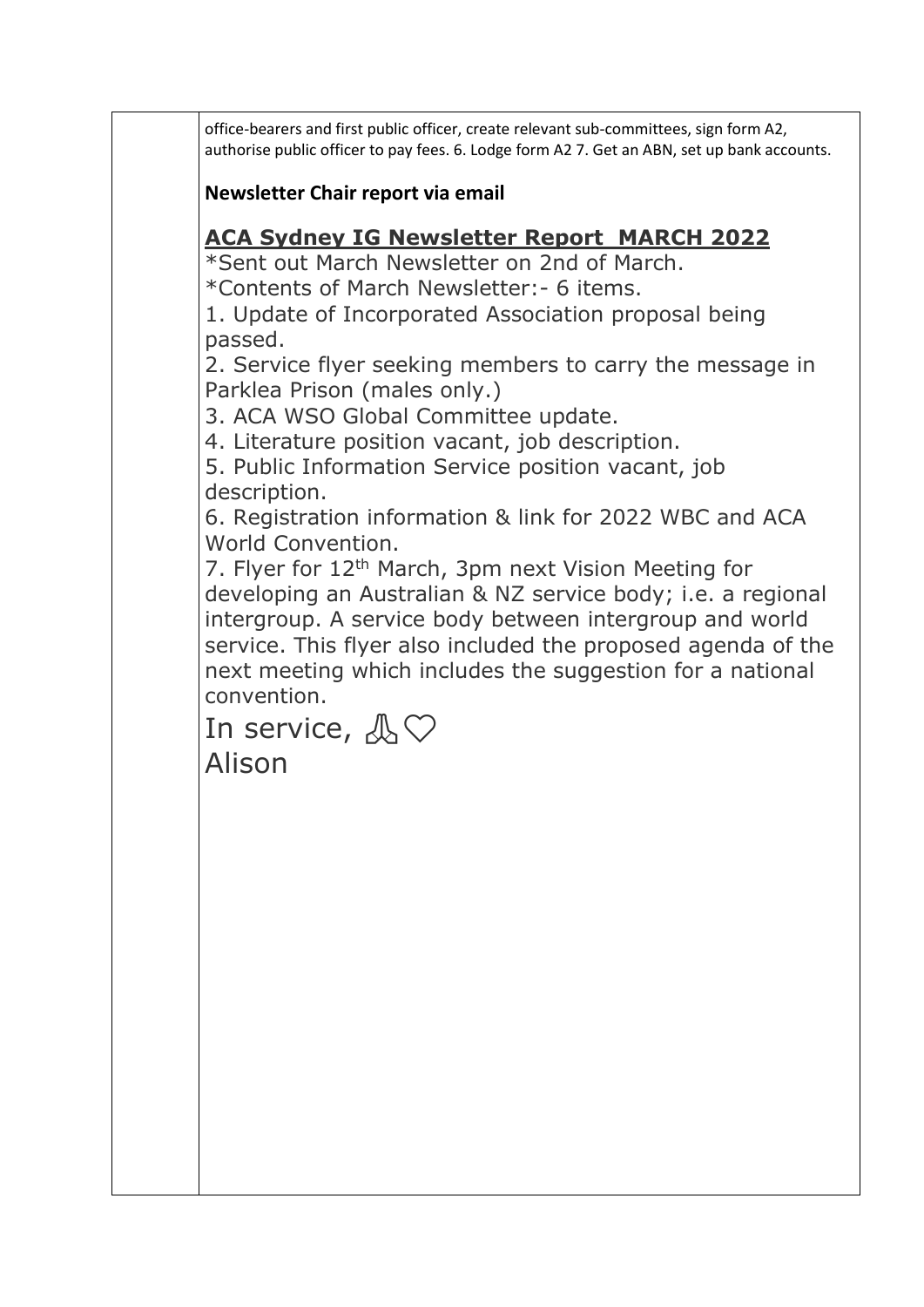| | office-bearers and first public officer, create relevant sub-committees, sign form A2, authorise public officer to pay fees. 6. Lodge form A2 7. Get an ABN, set up bank accounts.<br><br>**Newsletter Chair report via email**<br><br>**ACA Sydney IG Newsletter Report MARCH 2022**<br>*Sent out March Newsletter on 2nd of March.<br>*Contents of March Newsletter:- 6 items.<br>1. Update of Incorporated Association proposal being passed.<br>2. Service flyer seeking members to carry the message in Parklea Prison (males only.)<br>3. ACA WSO Global Committee update.<br>4. Literature position vacant, job description.<br>5. Public Information Service position vacant, job description.<br>6. Registration information & link for 2022 WBC and ACA World Convention.<br>7. Flyer for 12th March, 3pm next Vision Meeting for developing an Australian & NZ service body; i.e. a regional intergroup. A service body between intergroup and world service. This flyer also included the proposed agenda of the next meeting which includes the suggestion for a national convention.<br><br>In service, 🙏♡<br>Alison |
|---|---|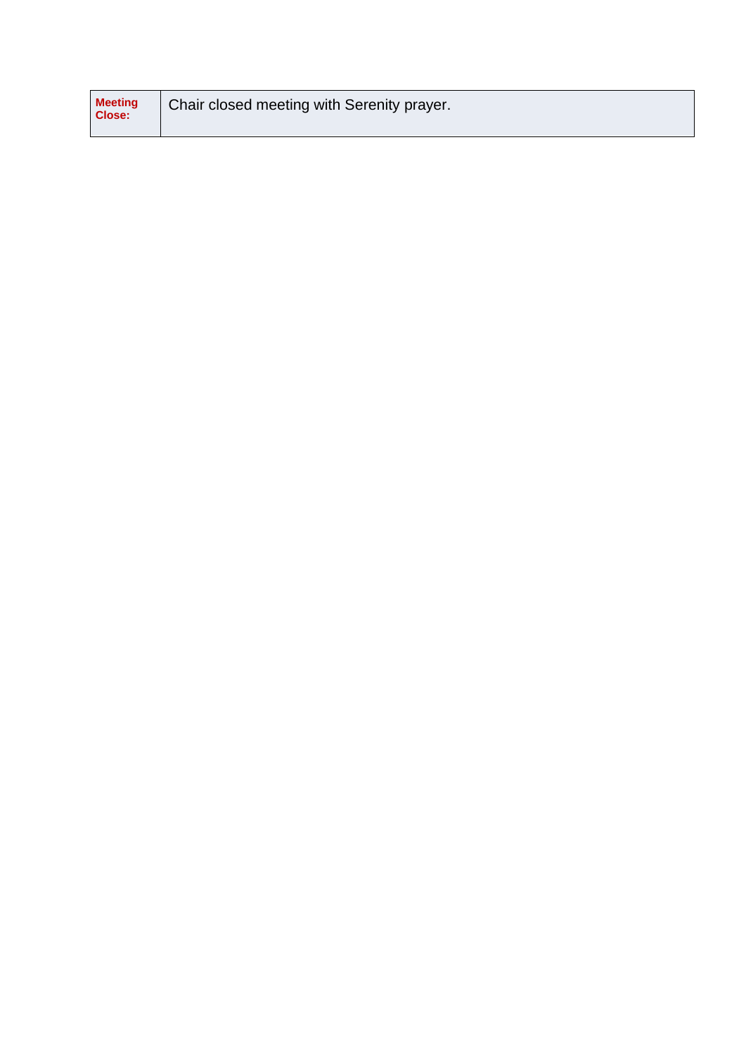| | |
|---|---|
| **Meeting Close:** | Chair closed meeting with Serenity prayer. |